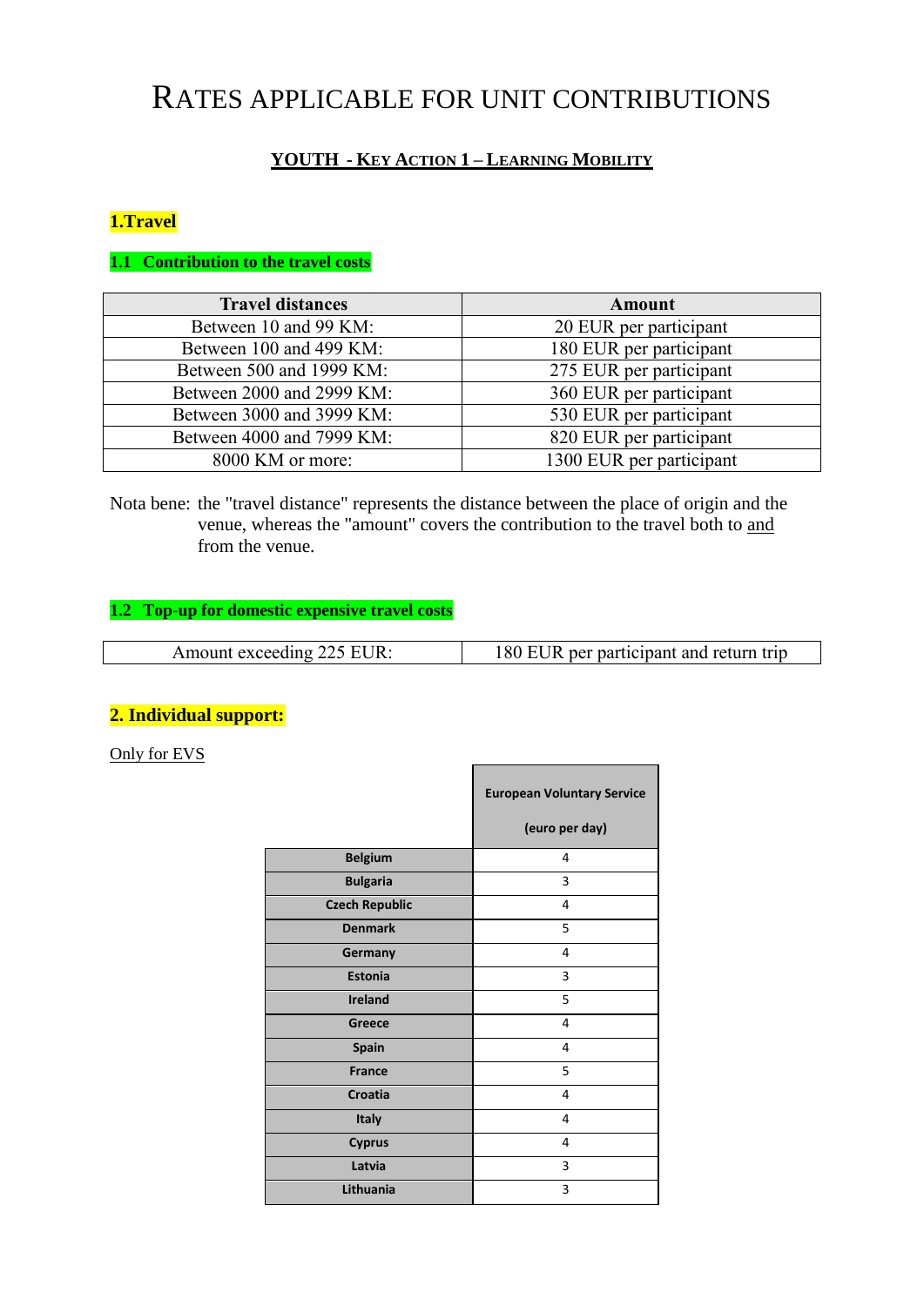# RATES APPLICABLE FOR UNIT CONTRIBUTIONS

## YOUTH - KEY ACTION 1 – LEARNING MOBILITY

### 1.Travel

#### 1.1 Contribution to the travel costs

| Travel distances | Amount |
|---|---|
| Between 10 and 99 KM: | 20 EUR per participant |
| Between 100 and 499 KM: | 180 EUR per participant |
| Between 500 and 1999 KM: | 275 EUR per participant |
| Between 2000 and 2999 KM: | 360 EUR per participant |
| Between 3000 and 3999 KM: | 530 EUR per participant |
| Between 4000 and 7999 KM: | 820 EUR per participant |
| 8000 KM or more: | 1300 EUR per participant |

Nota bene: the "travel distance" represents the distance between the place of origin and the venue, whereas the "amount" covers the contribution to the travel both to and from the venue.

#### 1.2 Top-up for domestic expensive travel costs

| Amount exceeding 225 EUR: | 180 EUR per participant and return trip |
|---|---|

### 2. Individual support:

Only for EVS

| | European Voluntary Service (euro per day) |
|---|---|
| Belgium | 4 |
| Bulgaria | 3 |
| Czech Republic | 4 |
| Denmark | 5 |
| Germany | 4 |
| Estonia | 3 |
| Ireland | 5 |
| Greece | 4 |
| Spain | 4 |
| France | 5 |
| Croatia | 4 |
| Italy | 4 |
| Cyprus | 4 |
| Latvia | 3 |
| Lithuania | 3 |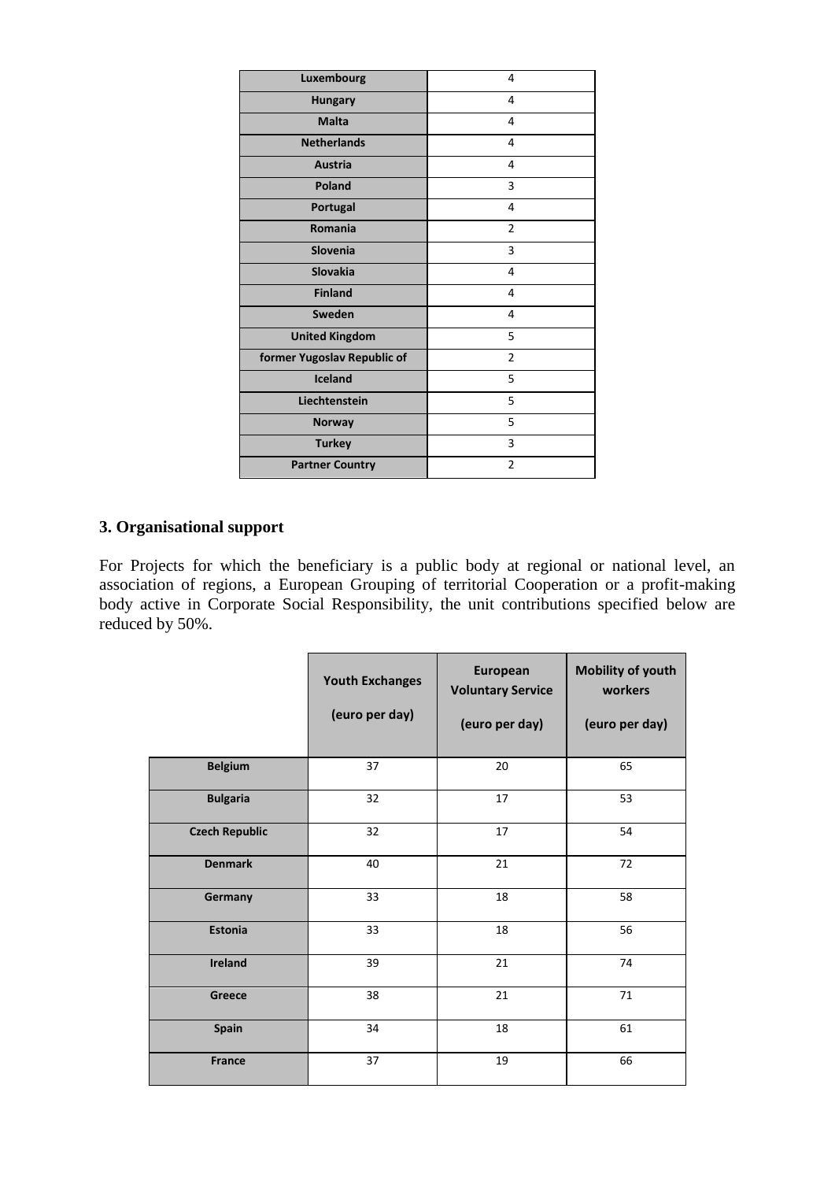| | |
|---|---|
| Luxembourg | 4 |
| Hungary | 4 |
| Malta | 4 |
| Netherlands | 4 |
| Austria | 4 |
| Poland | 3 |
| Portugal | 4 |
| Romania | 2 |
| Slovenia | 3 |
| Slovakia | 4 |
| Finland | 4 |
| Sweden | 4 |
| United Kingdom | 5 |
| former Yugoslav Republic of | 2 |
| Iceland | 5 |
| Liechtenstein | 5 |
| Norway | 5 |
| Turkey | 3 |
| Partner Country | 2 |

### 3. Organisational support

For Projects for which the beneficiary is a public body at regional or national level, an association of regions, a European Grouping of territorial Cooperation or a profit-making body active in Corporate Social Responsibility, the unit contributions specified below are reduced by 50%.

| | Youth Exchanges (euro per day) | European Voluntary Service (euro per day) | Mobility of youth workers (euro per day) |
|---|---|---|---|
| Belgium | 37 | 20 | 65 |
| Bulgaria | 32 | 17 | 53 |
| Czech Republic | 32 | 17 | 54 |
| Denmark | 40 | 21 | 72 |
| Germany | 33 | 18 | 58 |
| Estonia | 33 | 18 | 56 |
| Ireland | 39 | 21 | 74 |
| Greece | 38 | 21 | 71 |
| Spain | 34 | 18 | 61 |
| France | 37 | 19 | 66 |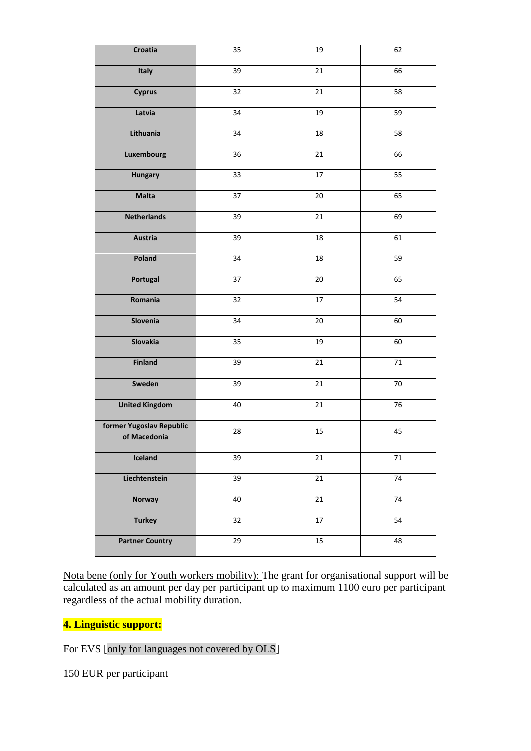| | | | |
|---|---|---|---|
| **Croatia** | 35 | 19 | 62 |
| **Italy** | 39 | 21 | 66 |
| **Cyprus** | 32 | 21 | 58 |
| **Latvia** | 34 | 19 | 59 |
| **Lithuania** | 34 | 18 | 58 |
| **Luxembourg** | 36 | 21 | 66 |
| **Hungary** | 33 | 17 | 55 |
| **Malta** | 37 | 20 | 65 |
| **Netherlands** | 39 | 21 | 69 |
| **Austria** | 39 | 18 | 61 |
| **Poland** | 34 | 18 | 59 |
| **Portugal** | 37 | 20 | 65 |
| **Romania** | 32 | 17 | 54 |
| **Slovenia** | 34 | 20 | 60 |
| **Slovakia** | 35 | 19 | 60 |
| **Finland** | 39 | 21 | 71 |
| **Sweden** | 39 | 21 | 70 |
| **United Kingdom** | 40 | 21 | 76 |
| **former Yugoslav Republic of Macedonia** | 28 | 15 | 45 |
| **Iceland** | 39 | 21 | 71 |
| **Liechtenstein** | 39 | 21 | 74 |
| **Norway** | 40 | 21 | 74 |
| **Turkey** | 32 | 17 | 54 |
| **Partner Country** | 29 | 15 | 48 |

<u>Nota bene (only for Youth workers mobility):</u> The grant for organisational support will be calculated as an amount per day per participant up to maximum 1100 euro per participant regardless of the actual mobility duration.

**4. Linguistic support:**

<u>For EVS [only for languages not covered by OLS]</u>

150 EUR per participant